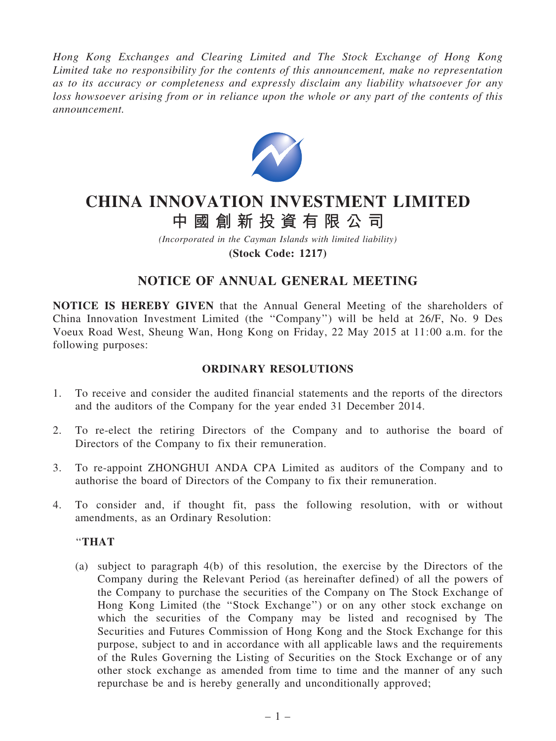*Hong Kong Exchanges and Clearing Limited and The Stock Exchange of Hong Kong Limited take no responsibility for the contents of this announcement, make no representation as to its accuracy or completeness and expressly disclaim any liability whatsoever for any loss howsoever arising from or in reliance upon the whole or any part of the contents of this announcement.*

# CHINA INNOVATION INVESTMENT LIMITED

# 中國創新投資有限公司

*(Incorporated in the Cayman Islands with limited liability)*

**(Stock Code: 1217)**

## NOTICE OF ANNUAL GENERAL MEETING

**NOTICE IS HEREBY GIVEN** that the Annual General Meeting of the shareholders of China Innovation Investment Limited (the "Company") will be held at 26/F, No. 9 Des Voeux Road West, Sheung Wan, Hong Kong on Friday, 22 May 2015 at 11:00 a.m. for the following purposes:

### ORDINARY RESOLUTIONS

1. To receive and consider the audited financial statements and the reports of the directors and the auditors of the Company for the year ended 31 December 2014.

2. To re-elect the retiring Directors of the Company and to authorise the board of Directors of the Company to fix their remuneration.

3. To re-appoint ZHONGHUI ANDA CPA Limited as auditors of the Company and to authorise the board of Directors of the Company to fix their remuneration.

4. To consider and, if thought fit, pass the following resolution, with or without amendments, as an Ordinary Resolution:

   "**THAT**

   (a) subject to paragraph 4(b) of this resolution, the exercise by the Directors of the Company during the Relevant Period (as hereinafter defined) of all the powers of the Company to purchase the securities of the Company on The Stock Exchange of Hong Kong Limited (the "Stock Exchange") or on any other stock exchange on which the securities of the Company may be listed and recognised by The Securities and Futures Commission of Hong Kong and the Stock Exchange for this purpose, subject to and in accordance with all applicable laws and the requirements of the Rules Governing the Listing of Securities on the Stock Exchange or of any other stock exchange as amended from time to time and the manner of any such repurchase be and is hereby generally and unconditionally approved;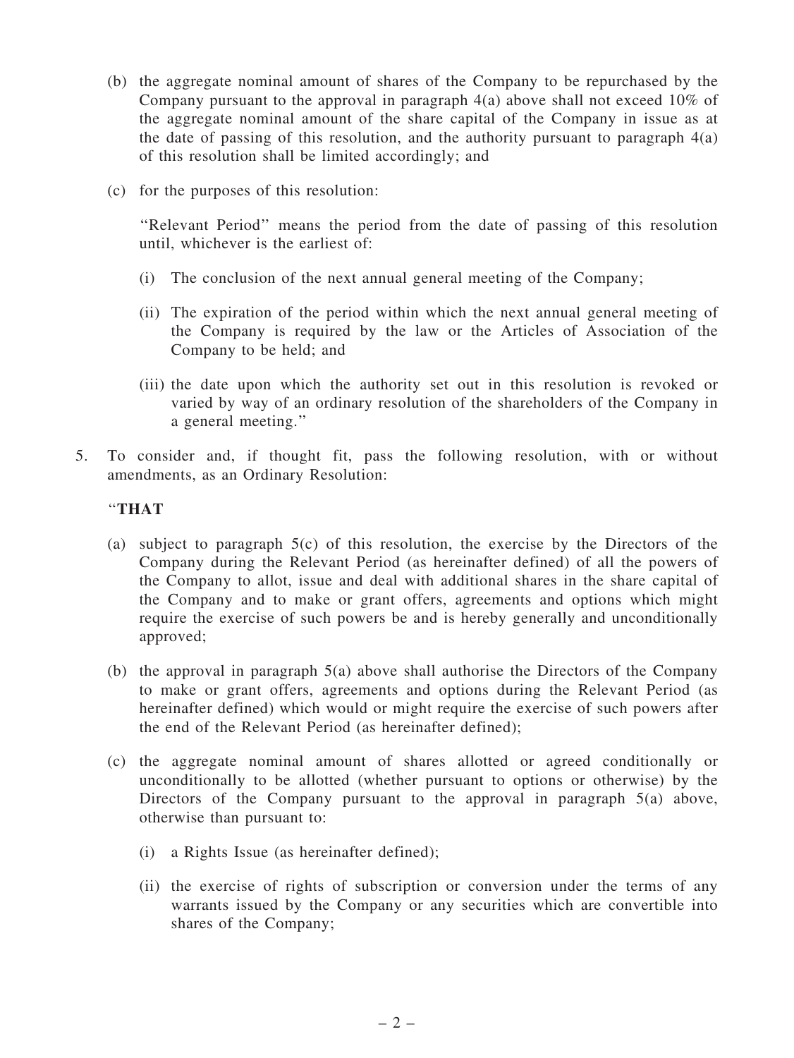(b) the aggregate nominal amount of shares of the Company to be repurchased by the Company pursuant to the approval in paragraph 4(a) above shall not exceed 10% of the aggregate nominal amount of the share capital of the Company in issue as at the date of passing of this resolution, and the authority pursuant to paragraph 4(a) of this resolution shall be limited accordingly; and

(c) for the purposes of this resolution:

"Relevant Period" means the period from the date of passing of this resolution until, whichever is the earliest of:

(i) The conclusion of the next annual general meeting of the Company;

(ii) The expiration of the period within which the next annual general meeting of the Company is required by the law or the Articles of Association of the Company to be held; and

(iii) the date upon which the authority set out in this resolution is revoked or varied by way of an ordinary resolution of the shareholders of the Company in a general meeting."

5. To consider and, if thought fit, pass the following resolution, with or without amendments, as an Ordinary Resolution:

"**THAT**

(a) subject to paragraph 5(c) of this resolution, the exercise by the Directors of the Company during the Relevant Period (as hereinafter defined) of all the powers of the Company to allot, issue and deal with additional shares in the share capital of the Company and to make or grant offers, agreements and options which might require the exercise of such powers be and is hereby generally and unconditionally approved;

(b) the approval in paragraph 5(a) above shall authorise the Directors of the Company to make or grant offers, agreements and options during the Relevant Period (as hereinafter defined) which would or might require the exercise of such powers after the end of the Relevant Period (as hereinafter defined);

(c) the aggregate nominal amount of shares allotted or agreed conditionally or unconditionally to be allotted (whether pursuant to options or otherwise) by the Directors of the Company pursuant to the approval in paragraph 5(a) above, otherwise than pursuant to:

(i) a Rights Issue (as hereinafter defined);

(ii) the exercise of rights of subscription or conversion under the terms of any warrants issued by the Company or any securities which are convertible into shares of the Company;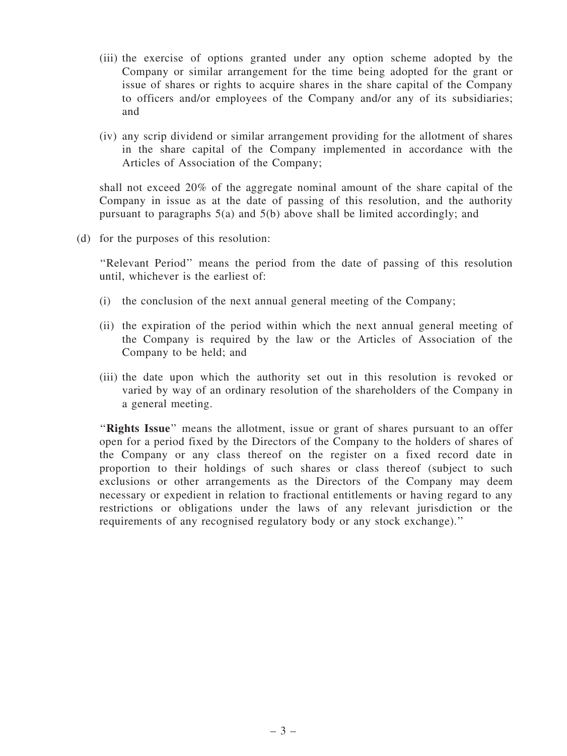(iii) the exercise of options granted under any option scheme adopted by the Company or similar arrangement for the time being adopted for the grant or issue of shares or rights to acquire shares in the share capital of the Company to officers and/or employees of the Company and/or any of its subsidiaries; and

(iv) any scrip dividend or similar arrangement providing for the allotment of shares in the share capital of the Company implemented in accordance with the Articles of Association of the Company;

shall not exceed 20% of the aggregate nominal amount of the share capital of the Company in issue as at the date of passing of this resolution, and the authority pursuant to paragraphs 5(a) and 5(b) above shall be limited accordingly; and

(d) for the purposes of this resolution:

"Relevant Period" means the period from the date of passing of this resolution until, whichever is the earliest of:

(i) the conclusion of the next annual general meeting of the Company;

(ii) the expiration of the period within which the next annual general meeting of the Company is required by the law or the Articles of Association of the Company to be held; and

(iii) the date upon which the authority set out in this resolution is revoked or varied by way of an ordinary resolution of the shareholders of the Company in a general meeting.

"**Rights Issue**" means the allotment, issue or grant of shares pursuant to an offer open for a period fixed by the Directors of the Company to the holders of shares of the Company or any class thereof on the register on a fixed record date in proportion to their holdings of such shares or class thereof (subject to such exclusions or other arrangements as the Directors of the Company may deem necessary or expedient in relation to fractional entitlements or having regard to any restrictions or obligations under the laws of any relevant jurisdiction or the requirements of any recognised regulatory body or any stock exchange)."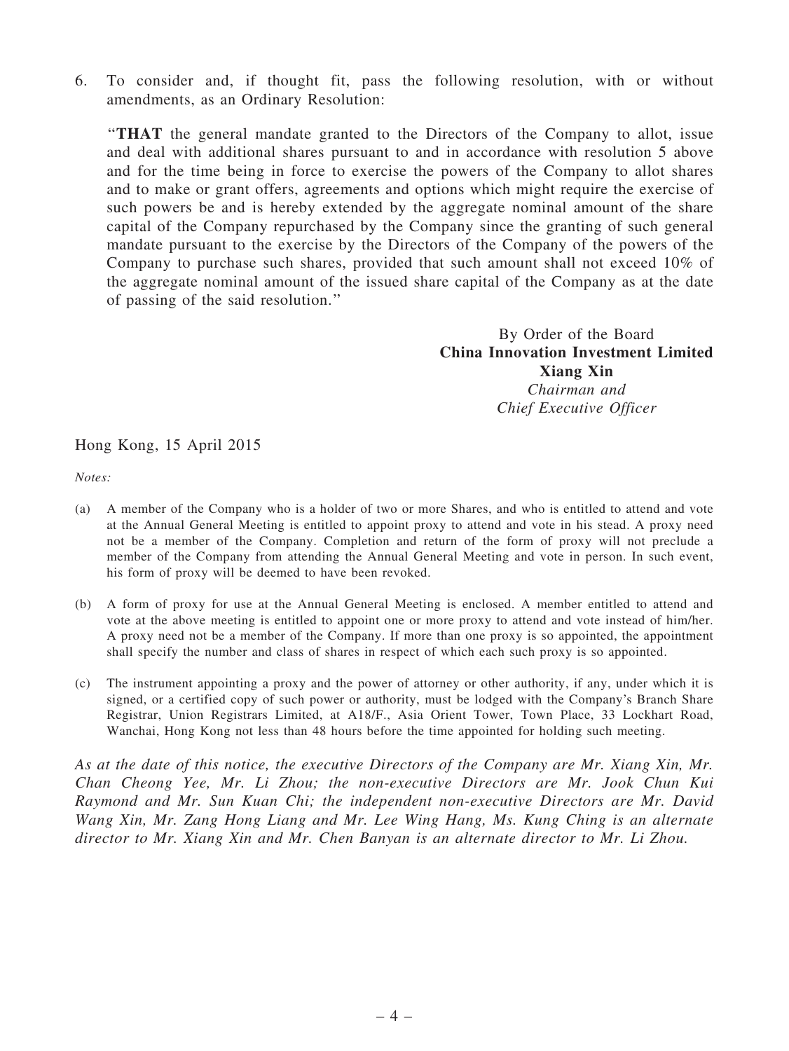6. To consider and, if thought fit, pass the following resolution, with or without amendments, as an Ordinary Resolution:

   "**THAT** the general mandate granted to the Directors of the Company to allot, issue and deal with additional shares pursuant to and in accordance with resolution 5 above and for the time being in force to exercise the powers of the Company to allot shares and to make or grant offers, agreements and options which might require the exercise of such powers be and is hereby extended by the aggregate nominal amount of the share capital of the Company repurchased by the Company since the granting of such general mandate pursuant to the exercise by the Directors of the Company of the powers of the Company to purchase such shares, provided that such amount shall not exceed 10% of the aggregate nominal amount of the issued share capital of the Company as at the date of passing of the said resolution."

By Order of the Board
**China Innovation Investment Limited**
**Xiang Xin**
*Chairman and*
*Chief Executive Officer*

Hong Kong, 15 April 2015

*Notes:*

(a) A member of the Company who is a holder of two or more Shares, and who is entitled to attend and vote at the Annual General Meeting is entitled to appoint proxy to attend and vote in his stead. A proxy need not be a member of the Company. Completion and return of the form of proxy will not preclude a member of the Company from attending the Annual General Meeting and vote in person. In such event, his form of proxy will be deemed to have been revoked.

(b) A form of proxy for use at the Annual General Meeting is enclosed. A member entitled to attend and vote at the above meeting is entitled to appoint one or more proxy to attend and vote instead of him/her. A proxy need not be a member of the Company. If more than one proxy is so appointed, the appointment shall specify the number and class of shares in respect of which each such proxy is so appointed.

(c) The instrument appointing a proxy and the power of attorney or other authority, if any, under which it is signed, or a certified copy of such power or authority, must be lodged with the Company's Branch Share Registrar, Union Registrars Limited, at A18/F., Asia Orient Tower, Town Place, 33 Lockhart Road, Wanchai, Hong Kong not less than 48 hours before the time appointed for holding such meeting.

*As at the date of this notice, the executive Directors of the Company are Mr. Xiang Xin, Mr. Chan Cheong Yee, Mr. Li Zhou; the non-executive Directors are Mr. Jook Chun Kui Raymond and Mr. Sun Kuan Chi; the independent non-executive Directors are Mr. David Wang Xin, Mr. Zang Hong Liang and Mr. Lee Wing Hang, Ms. Kung Ching is an alternate director to Mr. Xiang Xin and Mr. Chen Banyan is an alternate director to Mr. Li Zhou.*